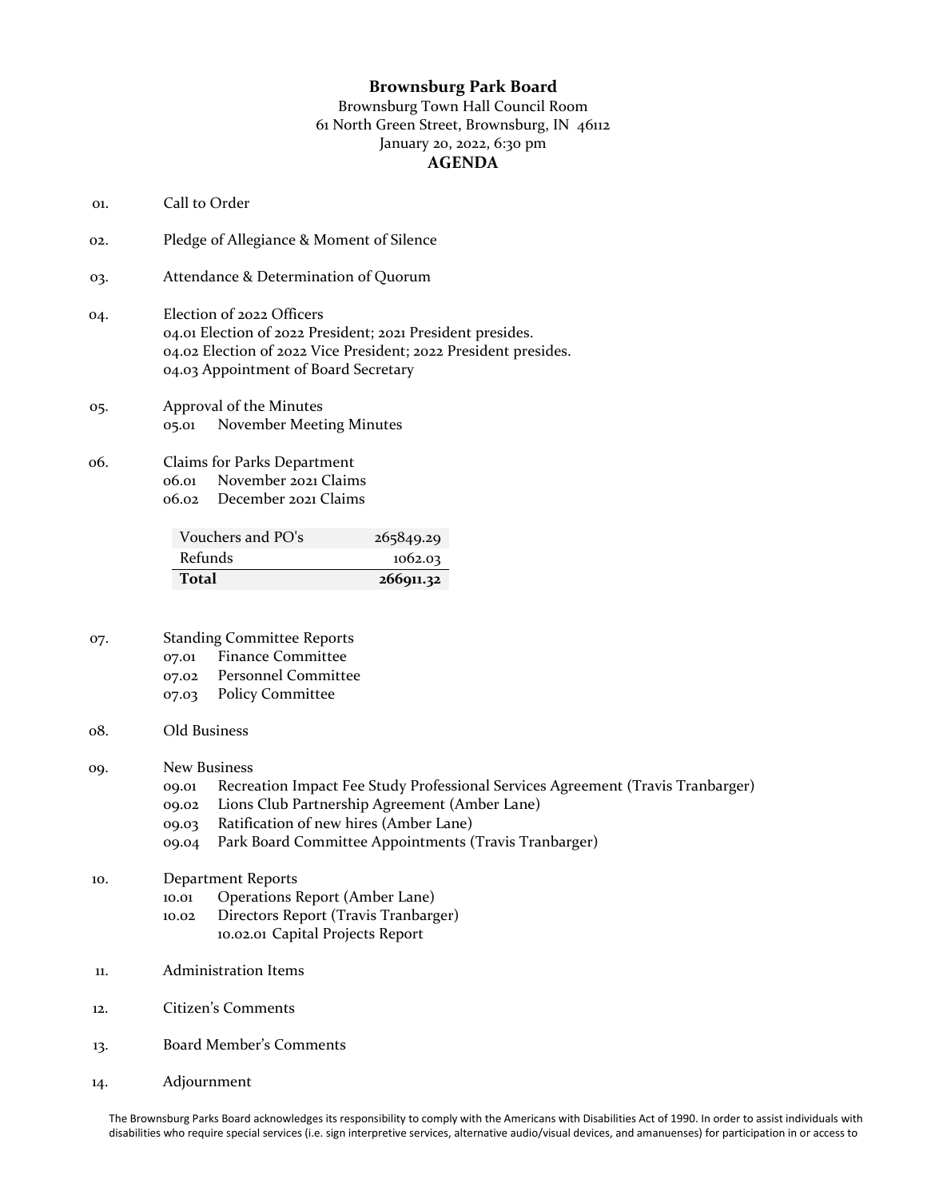# Brownsburg Park Board

Brownsburg Town Hall Council Room
61 North Green Street, Brownsburg, IN 46112
January 20, 2022, 6:30 pm

## AGENDA

01. Call to Order

02. Pledge of Allegiance & Moment of Silence

03. Attendance & Determination of Quorum

04. Election of 2022 Officers
    - 04.01 Election of 2022 President; 2021 President presides.
    - 04.02 Election of 2022 Vice President; 2022 President presides.
    - 04.03 Appointment of Board Secretary

05. Approval of the Minutes
    - 05.01 November Meeting Minutes

06. Claims for Parks Department
    - 06.01 November 2021 Claims
    - 06.02 December 2021 Claims

| Vouchers and PO's | 265849.29 |
|---|---|
| Refunds | 1062.03 |
| **Total** | **266911.32** |

07. Standing Committee Reports
    - 07.01 Finance Committee
    - 07.02 Personnel Committee
    - 07.03 Policy Committee

08. Old Business

09. New Business
    - 09.01 Recreation Impact Fee Study Professional Services Agreement (Travis Tranbarger)
    - 09.02 Lions Club Partnership Agreement (Amber Lane)
    - 09.03 Ratification of new hires (Amber Lane)
    - 09.04 Park Board Committee Appointments (Travis Tranbarger)

10. Department Reports
    - 10.01 Operations Report (Amber Lane)
    - 10.02 Directors Report (Travis Tranbarger)
      - 10.02.01 Capital Projects Report

11. Administration Items

12. Citizen's Comments

13. Board Member's Comments

14. Adjournment

The Brownsburg Parks Board acknowledges its responsibility to comply with the Americans with Disabilities Act of 1990. In order to assist individuals with disabilities who require special services (i.e. sign interpretive services, alternative audio/visual devices, and amanuenses) for participation in or access to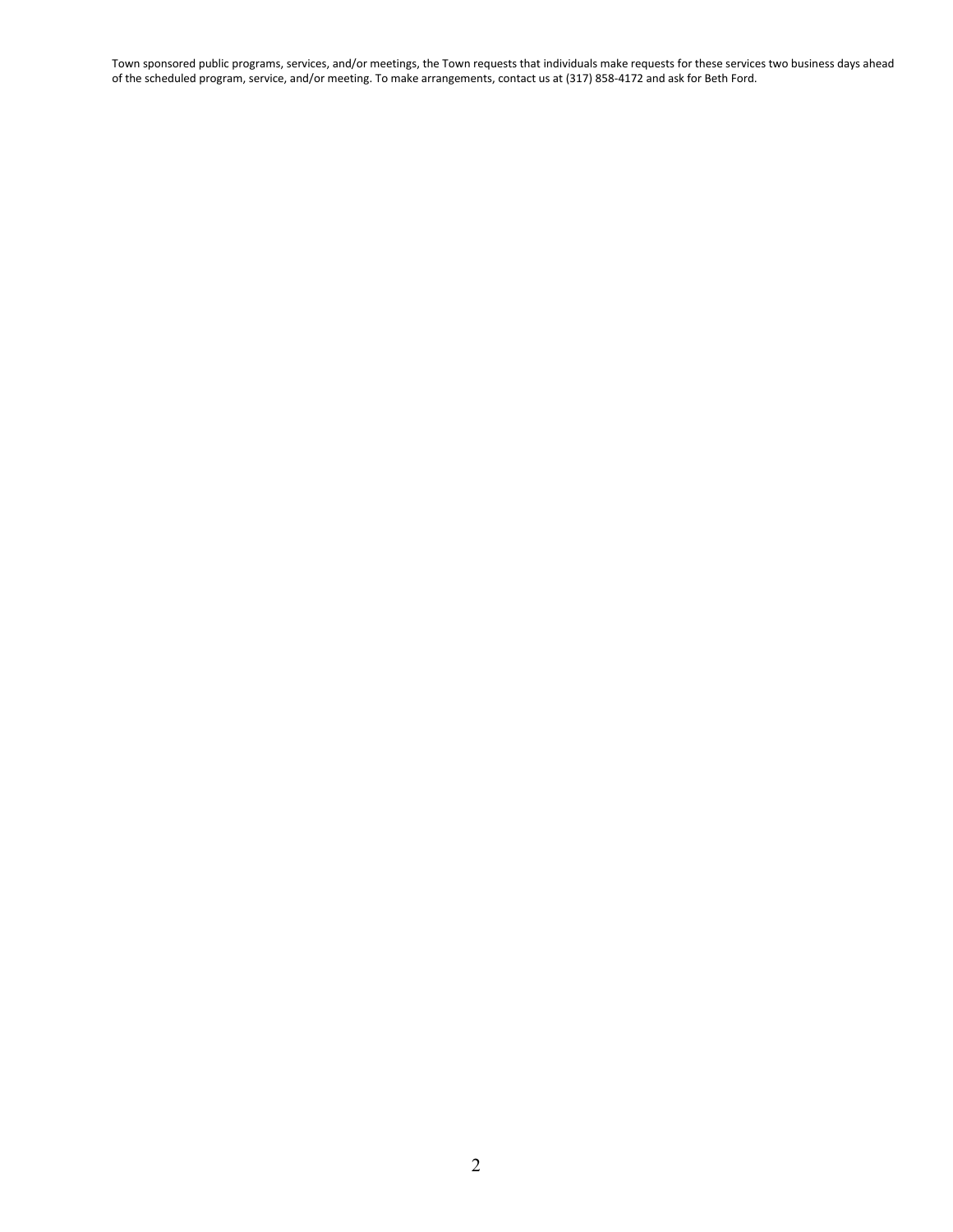Town sponsored public programs, services, and/or meetings, the Town requests that individuals make requests for these services two business days ahead of the scheduled program, service, and/or meeting. To make arrangements, contact us at (317) 858-4172 and ask for Beth Ford.